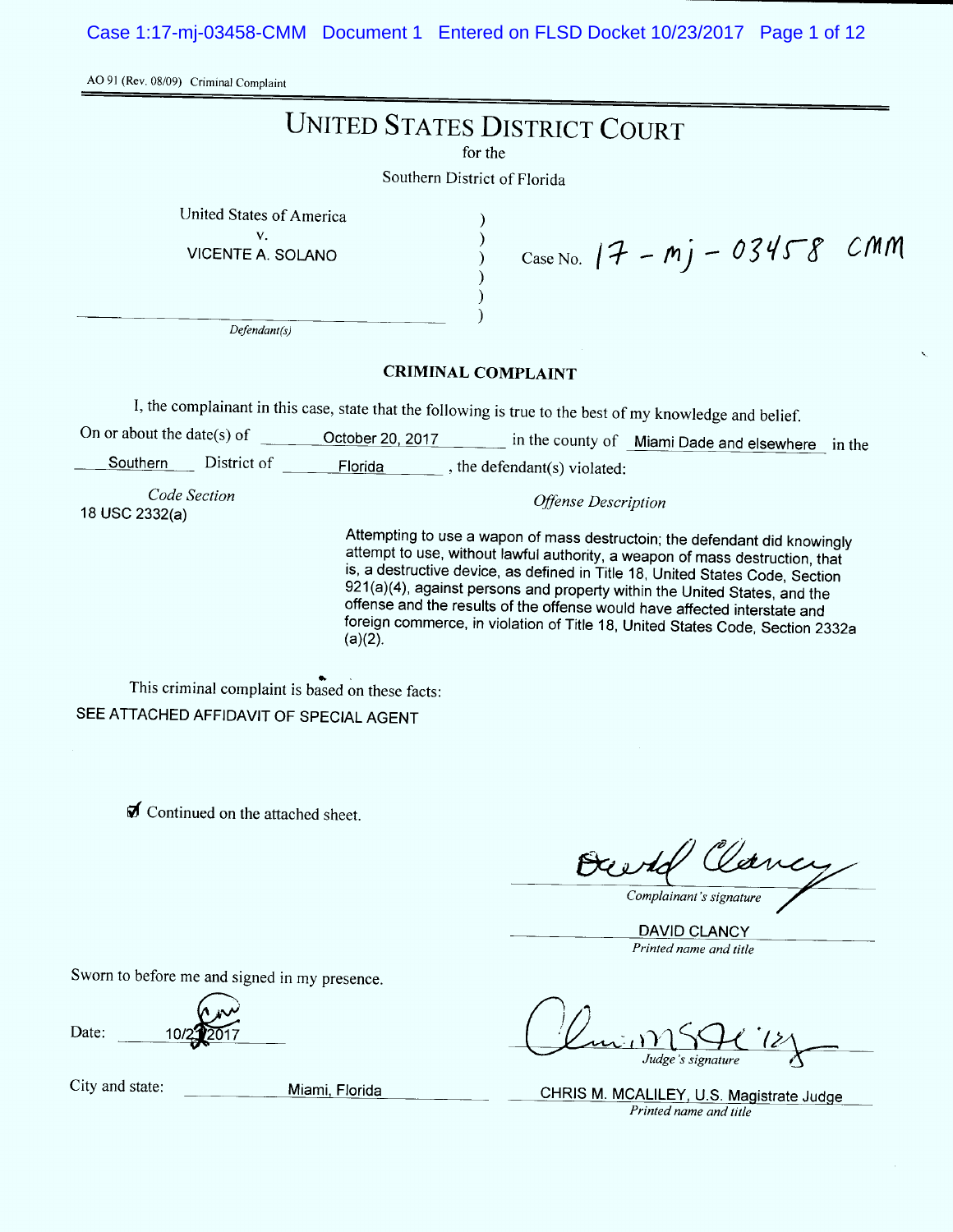AO 91 (Rev. 08/09) Criminal Complaint

# UNITED STATES DISTRICT COURT

for the

Southern District of Florida

United States of America
v.
VICENTE A. SOLANO

*Defendant(s)*

Case No. 17-mj-03458 CMM

## CRIMINAL COMPLAINT

I, the complainant in this case, state that the following is true to the best of my knowledge and belief.

On or about the date(s) of October 20, 2017 in the county of Miami Dade and elsewhere in the Southern District of Florida, the defendant(s) violated:

| *Code Section* | *Offense Description* |
|---|---|
| 18 USC 2332(a) | Attempting to use a wapon of mass destructoin; the defendant did knowingly attempt to use, without lawful authority, a weapon of mass destruction, that is, a destructive device, as defined in Title 18, United States Code, Section 921(a)(4), against persons and property within the United States, and the offense and the results of the offense would have affected interstate and foreign commerce, in violation of Title 18, United States Code, Section 2332a (a)(2). |

This criminal complaint is based on these facts:

SEE ATTACHED AFFIDAVIT OF SPECIAL AGENT

☑ Continued on the attached sheet.

*Complainant's signature*

DAVID CLANCY
*Printed name and title*

Sworn to before me and signed in my presence.

Date: 10/23/2017

*Judge's signature*

City and state: Miami, Florida

CHRIS M. MCALILEY, U.S. Magistrate Judge
*Printed name and title*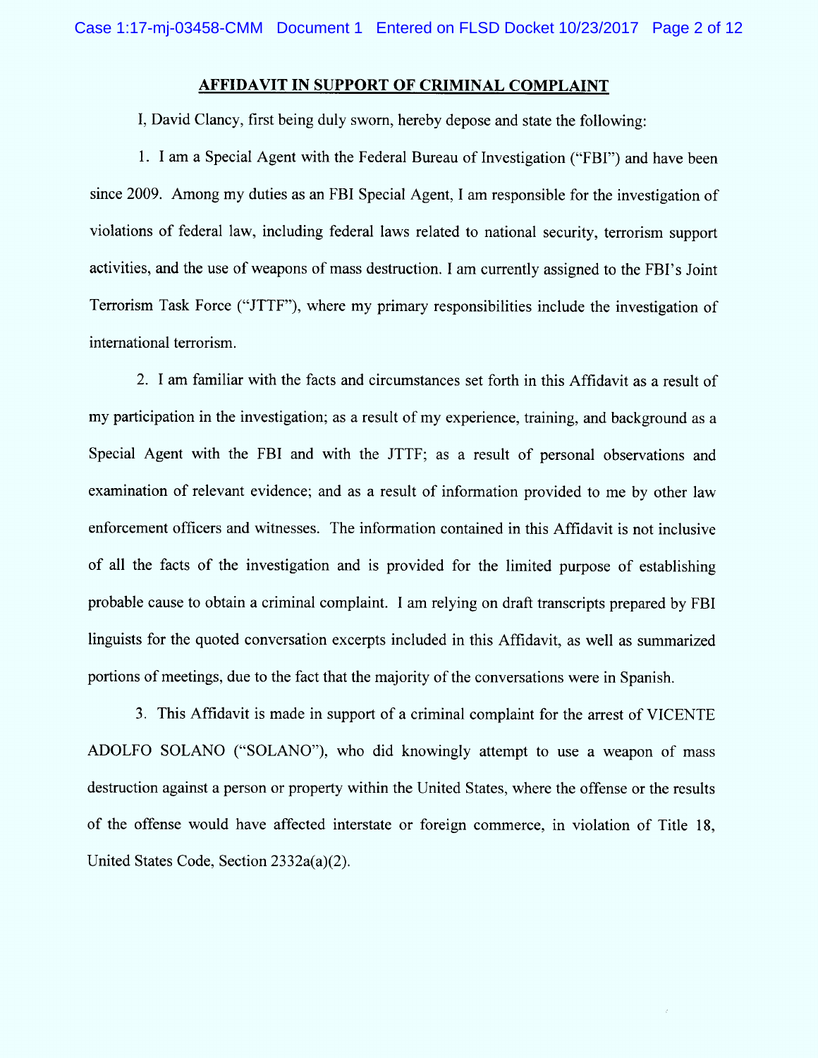## AFFIDAVIT IN SUPPORT OF CRIMINAL COMPLAINT

I, David Clancy, first being duly sworn, hereby depose and state the following:

1. I am a Special Agent with the Federal Bureau of Investigation ("FBI") and have been since 2009. Among my duties as an FBI Special Agent, I am responsible for the investigation of violations of federal law, including federal laws related to national security, terrorism support activities, and the use of weapons of mass destruction. I am currently assigned to the FBI's Joint Terrorism Task Force ("JTTF"), where my primary responsibilities include the investigation of international terrorism.

2. I am familiar with the facts and circumstances set forth in this Affidavit as a result of my participation in the investigation; as a result of my experience, training, and background as a Special Agent with the FBI and with the JTTF; as a result of personal observations and examination of relevant evidence; and as a result of information provided to me by other law enforcement officers and witnesses. The information contained in this Affidavit is not inclusive of all the facts of the investigation and is provided for the limited purpose of establishing probable cause to obtain a criminal complaint. I am relying on draft transcripts prepared by FBI linguists for the quoted conversation excerpts included in this Affidavit, as well as summarized portions of meetings, due to the fact that the majority of the conversations were in Spanish.

3. This Affidavit is made in support of a criminal complaint for the arrest of VICENTE ADOLFO SOLANO ("SOLANO"), who did knowingly attempt to use a weapon of mass destruction against a person or property within the United States, where the offense or the results of the offense would have affected interstate or foreign commerce, in violation of Title 18, United States Code, Section 2332a(a)(2).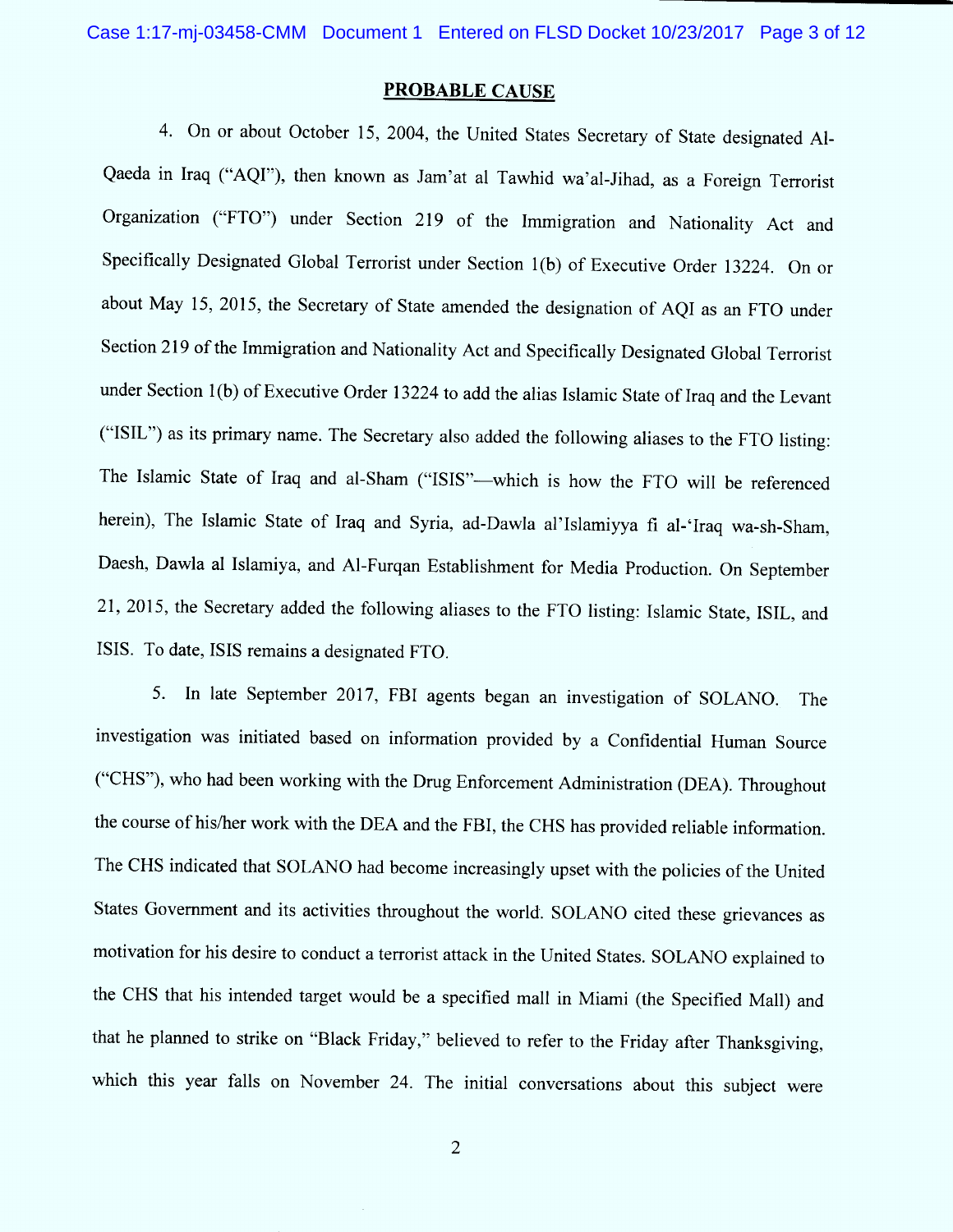## PROBABLE CAUSE

4. On or about October 15, 2004, the United States Secretary of State designated Al-Qaeda in Iraq ("AQI"), then known as Jam'at al Tawhid wa'al-Jihad, as a Foreign Terrorist Organization ("FTO") under Section 219 of the Immigration and Nationality Act and Specifically Designated Global Terrorist under Section 1(b) of Executive Order 13224. On or about May 15, 2015, the Secretary of State amended the designation of AQI as an FTO under Section 219 of the Immigration and Nationality Act and Specifically Designated Global Terrorist under Section 1(b) of Executive Order 13224 to add the alias Islamic State of Iraq and the Levant ("ISIL") as its primary name. The Secretary also added the following aliases to the FTO listing: The Islamic State of Iraq and al-Sham ("ISIS"—which is how the FTO will be referenced herein), The Islamic State of Iraq and Syria, ad-Dawla al'Islamiyya fi al-'Iraq wa-sh-Sham, Daesh, Dawla al Islamiya, and Al-Furqan Establishment for Media Production. On September 21, 2015, the Secretary added the following aliases to the FTO listing: Islamic State, ISIL, and ISIS. To date, ISIS remains a designated FTO.

5. In late September 2017, FBI agents began an investigation of SOLANO. The investigation was initiated based on information provided by a Confidential Human Source ("CHS"), who had been working with the Drug Enforcement Administration (DEA). Throughout the course of his/her work with the DEA and the FBI, the CHS has provided reliable information. The CHS indicated that SOLANO had become increasingly upset with the policies of the United States Government and its activities throughout the world. SOLANO cited these grievances as motivation for his desire to conduct a terrorist attack in the United States. SOLANO explained to the CHS that his intended target would be a specified mall in Miami (the Specified Mall) and that he planned to strike on "Black Friday," believed to refer to the Friday after Thanksgiving, which this year falls on November 24. The initial conversations about this subject were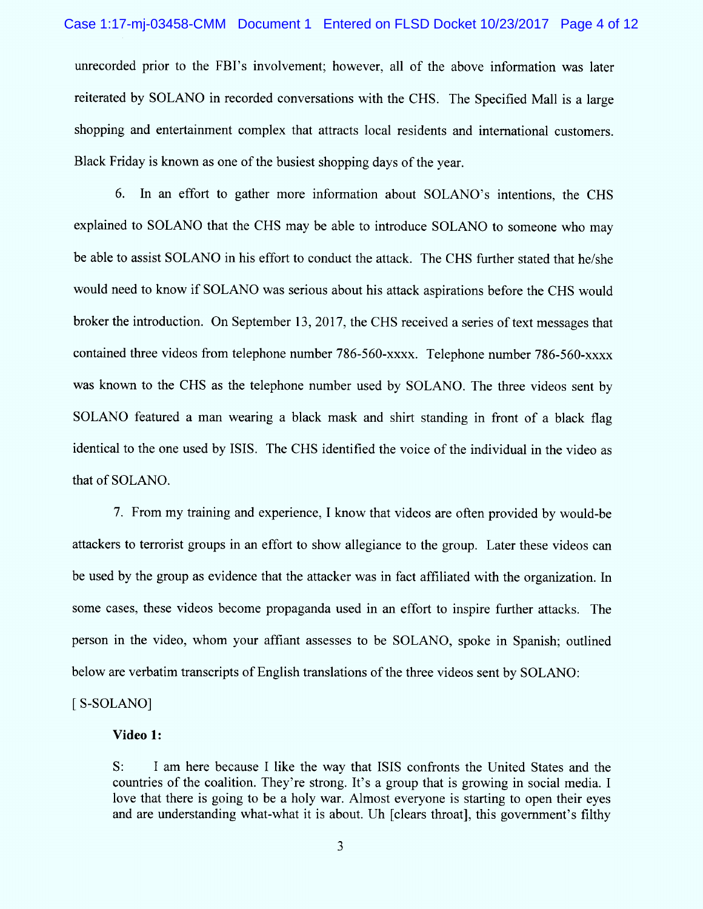unrecorded prior to the FBI's involvement; however, all of the above information was later reiterated by SOLANO in recorded conversations with the CHS. The Specified Mall is a large shopping and entertainment complex that attracts local residents and international customers. Black Friday is known as one of the busiest shopping days of the year.

6. In an effort to gather more information about SOLANO's intentions, the CHS explained to SOLANO that the CHS may be able to introduce SOLANO to someone who may be able to assist SOLANO in his effort to conduct the attack. The CHS further stated that he/she would need to know if SOLANO was serious about his attack aspirations before the CHS would broker the introduction. On September 13, 2017, the CHS received a series of text messages that contained three videos from telephone number 786-560-xxxx. Telephone number 786-560-xxxx was known to the CHS as the telephone number used by SOLANO. The three videos sent by SOLANO featured a man wearing a black mask and shirt standing in front of a black flag identical to the one used by ISIS. The CHS identified the voice of the individual in the video as that of SOLANO.

7. From my training and experience, I know that videos are often provided by would-be attackers to terrorist groups in an effort to show allegiance to the group. Later these videos can be used by the group as evidence that the attacker was in fact affiliated with the organization. In some cases, these videos become propaganda used in an effort to inspire further attacks. The person in the video, whom your affiant assesses to be SOLANO, spoke in Spanish; outlined below are verbatim transcripts of English translations of the three videos sent by SOLANO:

[ S-SOLANO]

**Video 1:**

S: I am here because I like the way that ISIS confronts the United States and the countries of the coalition. They're strong. It's a group that is growing in social media. I love that there is going to be a holy war. Almost everyone is starting to open their eyes and are understanding what-what it is about. Uh [clears throat], this government's filthy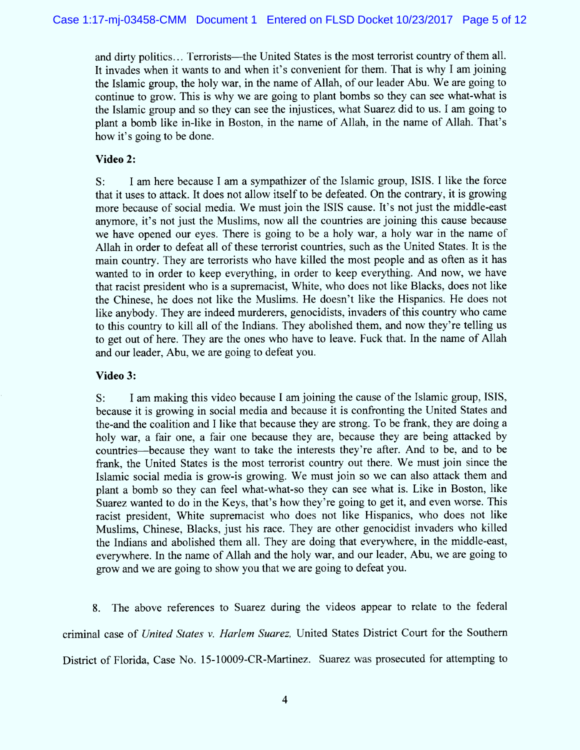and dirty politics… Terrorists—the United States is the most terrorist country of them all. It invades when it wants to and when it's convenient for them. That is why I am joining the Islamic group, the holy war, in the name of Allah, of our leader Abu. We are going to continue to grow. This is why we are going to plant bombs so they can see what-what is the Islamic group and so they can see the injustices, what Suarez did to us. I am going to plant a bomb like in-like in Boston, in the name of Allah, in the name of Allah. That's how it's going to be done.

**Video 2:**

S: I am here because I am a sympathizer of the Islamic group, ISIS. I like the force that it uses to attack. It does not allow itself to be defeated. On the contrary, it is growing more because of social media. We must join the ISIS cause. It's not just the middle-east anymore, it's not just the Muslims, now all the countries are joining this cause because we have opened our eyes. There is going to be a holy war, a holy war in the name of Allah in order to defeat all of these terrorist countries, such as the United States. It is the main country. They are terrorists who have killed the most people and as often as it has wanted to in order to keep everything, in order to keep everything. And now, we have that racist president who is a supremacist, White, who does not like Blacks, does not like the Chinese, he does not like the Muslims. He doesn't like the Hispanics. He does not like anybody. They are indeed murderers, genocidists, invaders of this country who came to this country to kill all of the Indians. They abolished them, and now they're telling us to get out of here. They are the ones who have to leave. Fuck that. In the name of Allah and our leader, Abu, we are going to defeat you.

**Video 3:**

S: I am making this video because I am joining the cause of the Islamic group, ISIS, because it is growing in social media and because it is confronting the United States and the-and the coalition and I like that because they are strong. To be frank, they are doing a holy war, a fair one, a fair one because they are, because they are being attacked by countries—because they want to take the interests they're after. And to be, and to be frank, the United States is the most terrorist country out there. We must join since the Islamic social media is grow-is growing. We must join so we can also attack them and plant a bomb so they can feel what-what-so they can see what is. Like in Boston, like Suarez wanted to do in the Keys, that's how they're going to get it, and even worse. This racist president, White supremacist who does not like Hispanics, who does not like Muslims, Chinese, Blacks, just his race. They are other genocidist invaders who killed the Indians and abolished them all. They are doing that everywhere, in the middle-east, everywhere. In the name of Allah and the holy war, and our leader, Abu, we are going to grow and we are going to show you that we are going to defeat you.

8. The above references to Suarez during the videos appear to relate to the federal criminal case of *United States v. Harlem Suarez*, United States District Court for the Southern District of Florida, Case No. 15-10009-CR-Martinez. Suarez was prosecuted for attempting to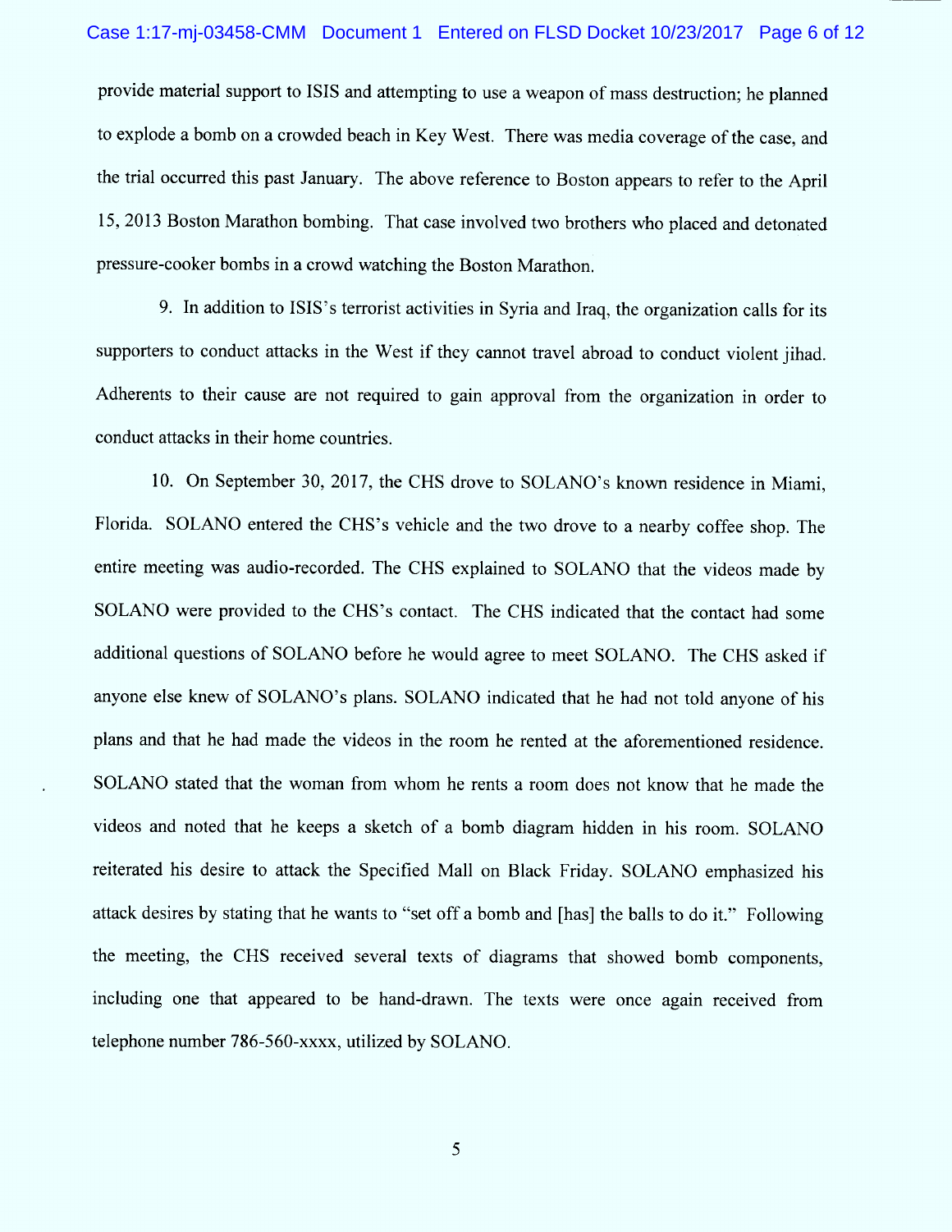provide material support to ISIS and attempting to use a weapon of mass destruction; he planned to explode a bomb on a crowded beach in Key West. There was media coverage of the case, and the trial occurred this past January. The above reference to Boston appears to refer to the April 15, 2013 Boston Marathon bombing. That case involved two brothers who placed and detonated pressure-cooker bombs in a crowd watching the Boston Marathon.

9. In addition to ISIS's terrorist activities in Syria and Iraq, the organization calls for its supporters to conduct attacks in the West if they cannot travel abroad to conduct violent jihad. Adherents to their cause are not required to gain approval from the organization in order to conduct attacks in their home countries.

10. On September 30, 2017, the CHS drove to SOLANO's known residence in Miami, Florida. SOLANO entered the CHS's vehicle and the two drove to a nearby coffee shop. The entire meeting was audio-recorded. The CHS explained to SOLANO that the videos made by SOLANO were provided to the CHS's contact. The CHS indicated that the contact had some additional questions of SOLANO before he would agree to meet SOLANO. The CHS asked if anyone else knew of SOLANO's plans. SOLANO indicated that he had not told anyone of his plans and that he had made the videos in the room he rented at the aforementioned residence. SOLANO stated that the woman from whom he rents a room does not know that he made the videos and noted that he keeps a sketch of a bomb diagram hidden in his room. SOLANO reiterated his desire to attack the Specified Mall on Black Friday. SOLANO emphasized his attack desires by stating that he wants to "set off a bomb and [has] the balls to do it." Following the meeting, the CHS received several texts of diagrams that showed bomb components, including one that appeared to be hand-drawn. The texts were once again received from telephone number 786-560-xxxx, utilized by SOLANO.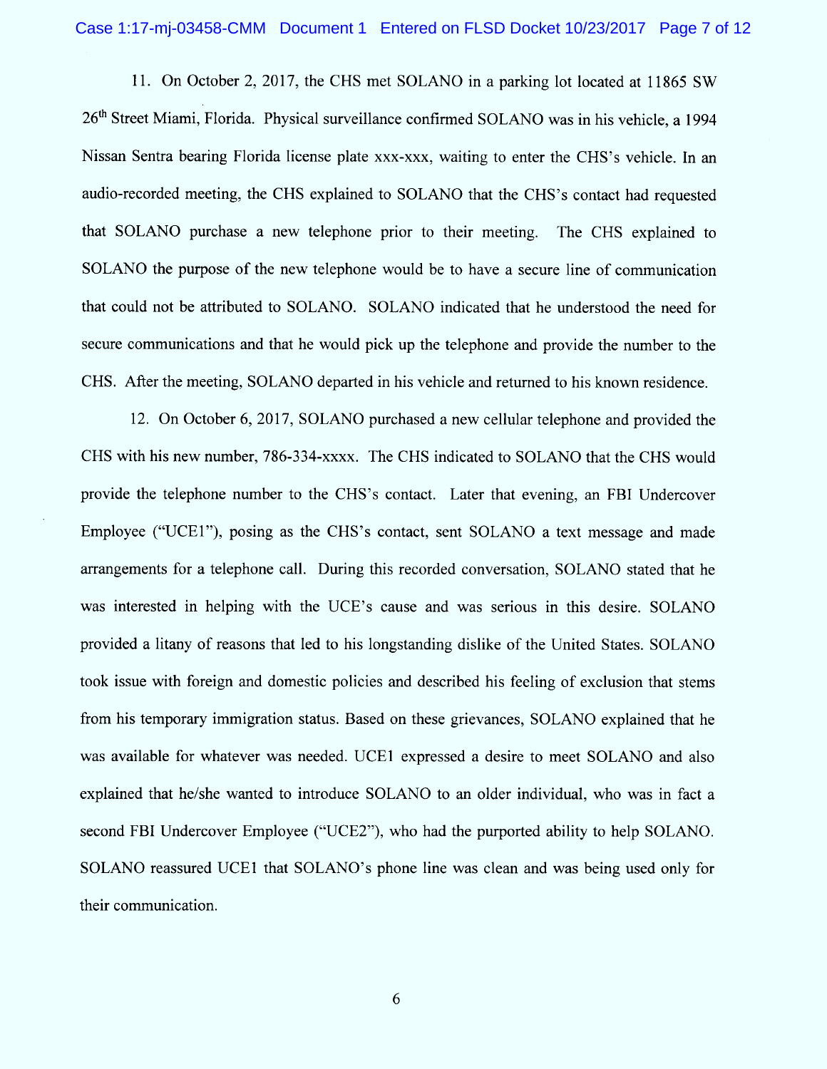11. On October 2, 2017, the CHS met SOLANO in a parking lot located at 11865 SW 26th Street Miami, Florida. Physical surveillance confirmed SOLANO was in his vehicle, a 1994 Nissan Sentra bearing Florida license plate xxx-xxx, waiting to enter the CHS's vehicle. In an audio-recorded meeting, the CHS explained to SOLANO that the CHS's contact had requested that SOLANO purchase a new telephone prior to their meeting. The CHS explained to SOLANO the purpose of the new telephone would be to have a secure line of communication that could not be attributed to SOLANO. SOLANO indicated that he understood the need for secure communications and that he would pick up the telephone and provide the number to the CHS. After the meeting, SOLANO departed in his vehicle and returned to his known residence.

12. On October 6, 2017, SOLANO purchased a new cellular telephone and provided the CHS with his new number, 786-334-xxxx. The CHS indicated to SOLANO that the CHS would provide the telephone number to the CHS's contact. Later that evening, an FBI Undercover Employee ("UCE1"), posing as the CHS's contact, sent SOLANO a text message and made arrangements for a telephone call. During this recorded conversation, SOLANO stated that he was interested in helping with the UCE's cause and was serious in this desire. SOLANO provided a litany of reasons that led to his longstanding dislike of the United States. SOLANO took issue with foreign and domestic policies and described his feeling of exclusion that stems from his temporary immigration status. Based on these grievances, SOLANO explained that he was available for whatever was needed. UCE1 expressed a desire to meet SOLANO and also explained that he/she wanted to introduce SOLANO to an older individual, who was in fact a second FBI Undercover Employee ("UCE2"), who had the purported ability to help SOLANO. SOLANO reassured UCE1 that SOLANO's phone line was clean and was being used only for their communication.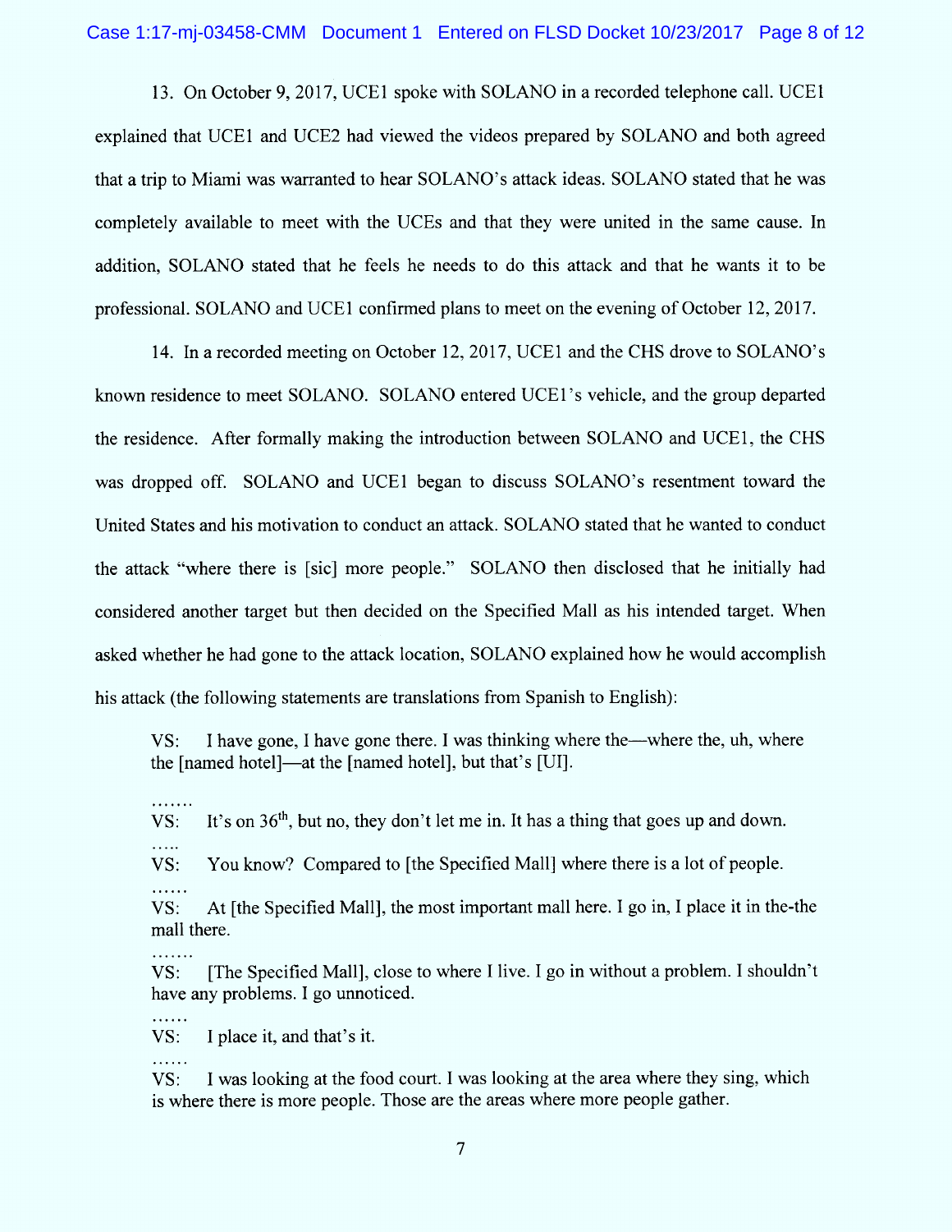13. On October 9, 2017, UCE1 spoke with SOLANO in a recorded telephone call. UCE1 explained that UCE1 and UCE2 had viewed the videos prepared by SOLANO and both agreed that a trip to Miami was warranted to hear SOLANO's attack ideas. SOLANO stated that he was completely available to meet with the UCEs and that they were united in the same cause. In addition, SOLANO stated that he feels he needs to do this attack and that he wants it to be professional. SOLANO and UCE1 confirmed plans to meet on the evening of October 12, 2017.

14. In a recorded meeting on October 12, 2017, UCE1 and the CHS drove to SOLANO's known residence to meet SOLANO. SOLANO entered UCE1's vehicle, and the group departed the residence. After formally making the introduction between SOLANO and UCE1, the CHS was dropped off. SOLANO and UCE1 began to discuss SOLANO's resentment toward the United States and his motivation to conduct an attack. SOLANO stated that he wanted to conduct the attack "where there is [sic] more people." SOLANO then disclosed that he initially had considered another target but then decided on the Specified Mall as his intended target. When asked whether he had gone to the attack location, SOLANO explained how he would accomplish his attack (the following statements are translations from Spanish to English):

> VS: I have gone, I have gone there. I was thinking where the—where the, uh, where the [named hotel]—at the [named hotel], but that's [UI].
>
> …….
>
> VS: It's on 36th, but no, they don't let me in. It has a thing that goes up and down.
>
> …..
>
> VS: You know? Compared to [the Specified Mall] where there is a lot of people.
>
> ……
>
> VS: At [the Specified Mall], the most important mall here. I go in, I place it in the-the mall there.
>
> …….
>
> VS: [The Specified Mall], close to where I live. I go in without a problem. I shouldn't have any problems. I go unnoticed.
>
> ……
>
> VS: I place it, and that's it.
>
> ……
>
> VS: I was looking at the food court. I was looking at the area where they sing, which is where there is more people. Those are the areas where more people gather.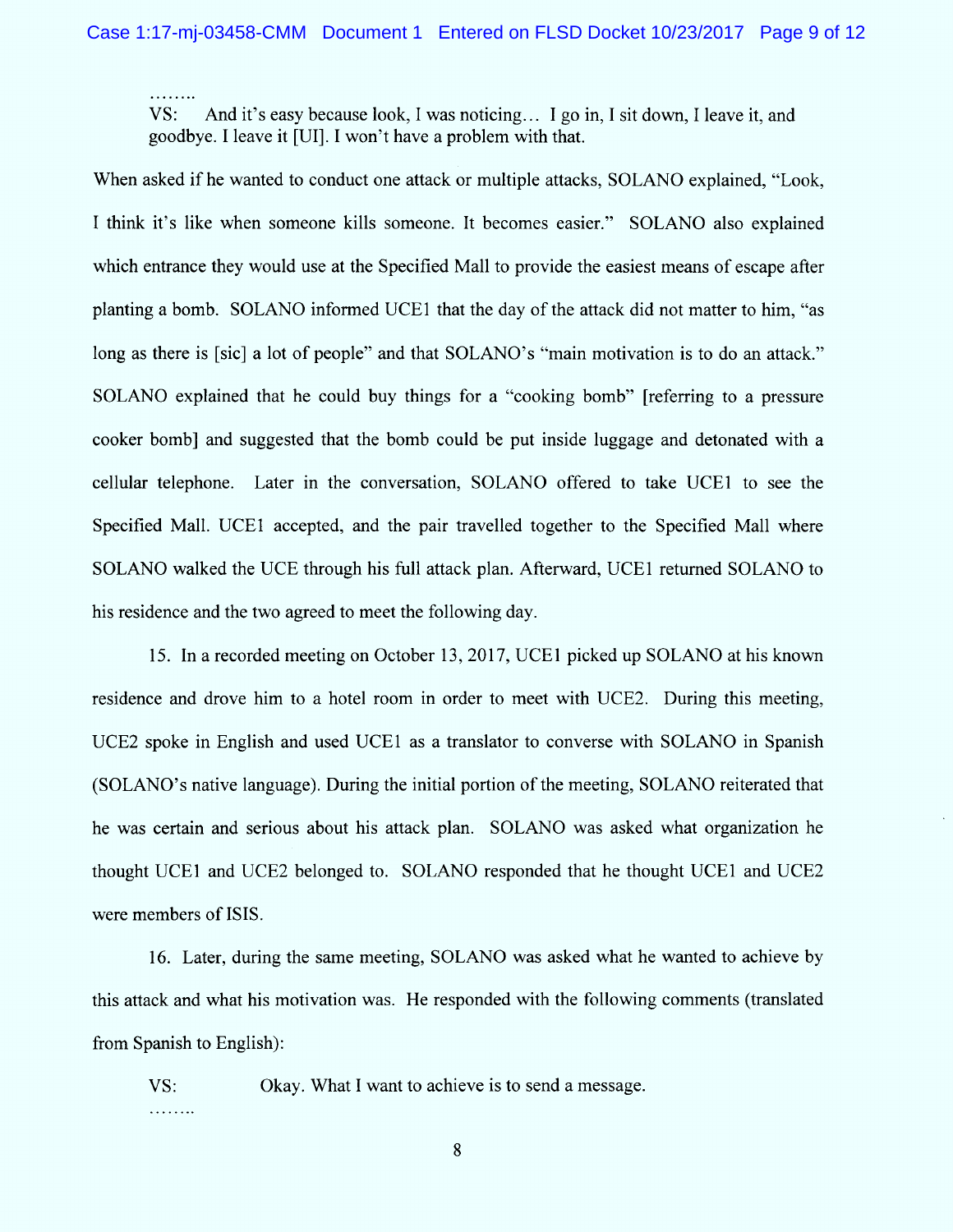……..

VS: And it's easy because look, I was noticing… I go in, I sit down, I leave it, and goodbye. I leave it [UI]. I won't have a problem with that.

When asked if he wanted to conduct one attack or multiple attacks, SOLANO explained, "Look, I think it's like when someone kills someone. It becomes easier." SOLANO also explained which entrance they would use at the Specified Mall to provide the easiest means of escape after planting a bomb. SOLANO informed UCE1 that the day of the attack did not matter to him, "as long as there is [sic] a lot of people" and that SOLANO's "main motivation is to do an attack." SOLANO explained that he could buy things for a "cooking bomb" [referring to a pressure cooker bomb] and suggested that the bomb could be put inside luggage and detonated with a cellular telephone. Later in the conversation, SOLANO offered to take UCE1 to see the Specified Mall. UCE1 accepted, and the pair travelled together to the Specified Mall where SOLANO walked the UCE through his full attack plan. Afterward, UCE1 returned SOLANO to his residence and the two agreed to meet the following day.

15. In a recorded meeting on October 13, 2017, UCE1 picked up SOLANO at his known residence and drove him to a hotel room in order to meet with UCE2. During this meeting, UCE2 spoke in English and used UCE1 as a translator to converse with SOLANO in Spanish (SOLANO's native language). During the initial portion of the meeting, SOLANO reiterated that he was certain and serious about his attack plan. SOLANO was asked what organization he thought UCE1 and UCE2 belonged to. SOLANO responded that he thought UCE1 and UCE2 were members of ISIS.

16. Later, during the same meeting, SOLANO was asked what he wanted to achieve by this attack and what his motivation was. He responded with the following comments (translated from Spanish to English):

VS: Okay. What I want to achieve is to send a message.

……..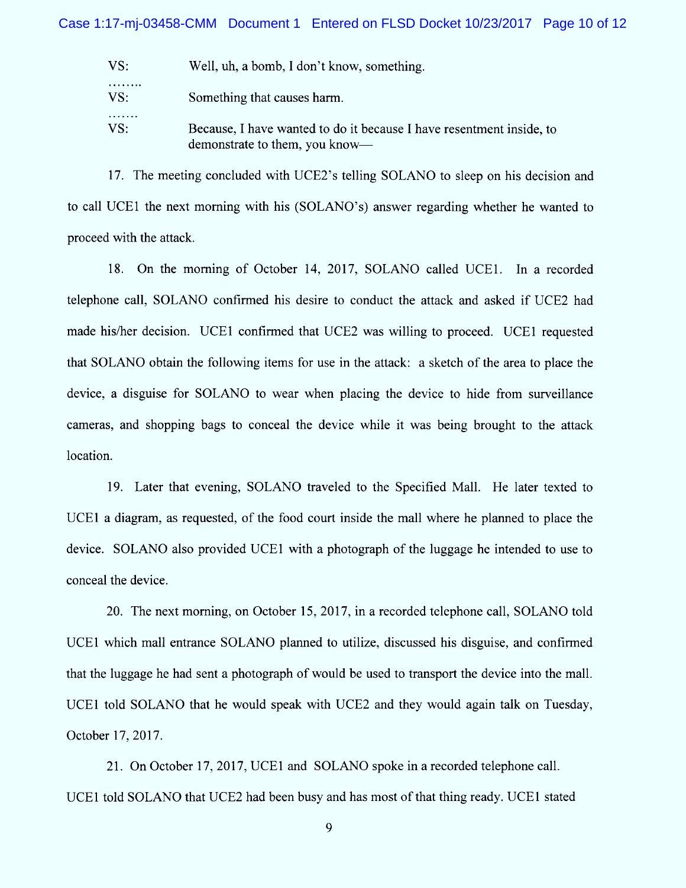| | |
|---|---|
| VS: | Well, uh, a bomb, I don't know, something. |
| …….. | |
| VS: | Something that causes harm. |
| ……. | |
| VS: | Because, I have wanted to do it because I have resentment inside, to demonstrate to them, you know— |

17. The meeting concluded with UCE2's telling SOLANO to sleep on his decision and to call UCE1 the next morning with his (SOLANO's) answer regarding whether he wanted to proceed with the attack.

18. On the morning of October 14, 2017, SOLANO called UCE1. In a recorded telephone call, SOLANO confirmed his desire to conduct the attack and asked if UCE2 had made his/her decision. UCE1 confirmed that UCE2 was willing to proceed. UCE1 requested that SOLANO obtain the following items for use in the attack: a sketch of the area to place the device, a disguise for SOLANO to wear when placing the device to hide from surveillance cameras, and shopping bags to conceal the device while it was being brought to the attack location.

19. Later that evening, SOLANO traveled to the Specified Mall. He later texted to UCE1 a diagram, as requested, of the food court inside the mall where he planned to place the device. SOLANO also provided UCE1 with a photograph of the luggage he intended to use to conceal the device.

20. The next morning, on October 15, 2017, in a recorded telephone call, SOLANO told UCE1 which mall entrance SOLANO planned to utilize, discussed his disguise, and confirmed that the luggage he had sent a photograph of would be used to transport the device into the mall. UCE1 told SOLANO that he would speak with UCE2 and they would again talk on Tuesday, October 17, 2017.

21. On October 17, 2017, UCE1 and SOLANO spoke in a recorded telephone call. UCE1 told SOLANO that UCE2 had been busy and has most of that thing ready. UCE1 stated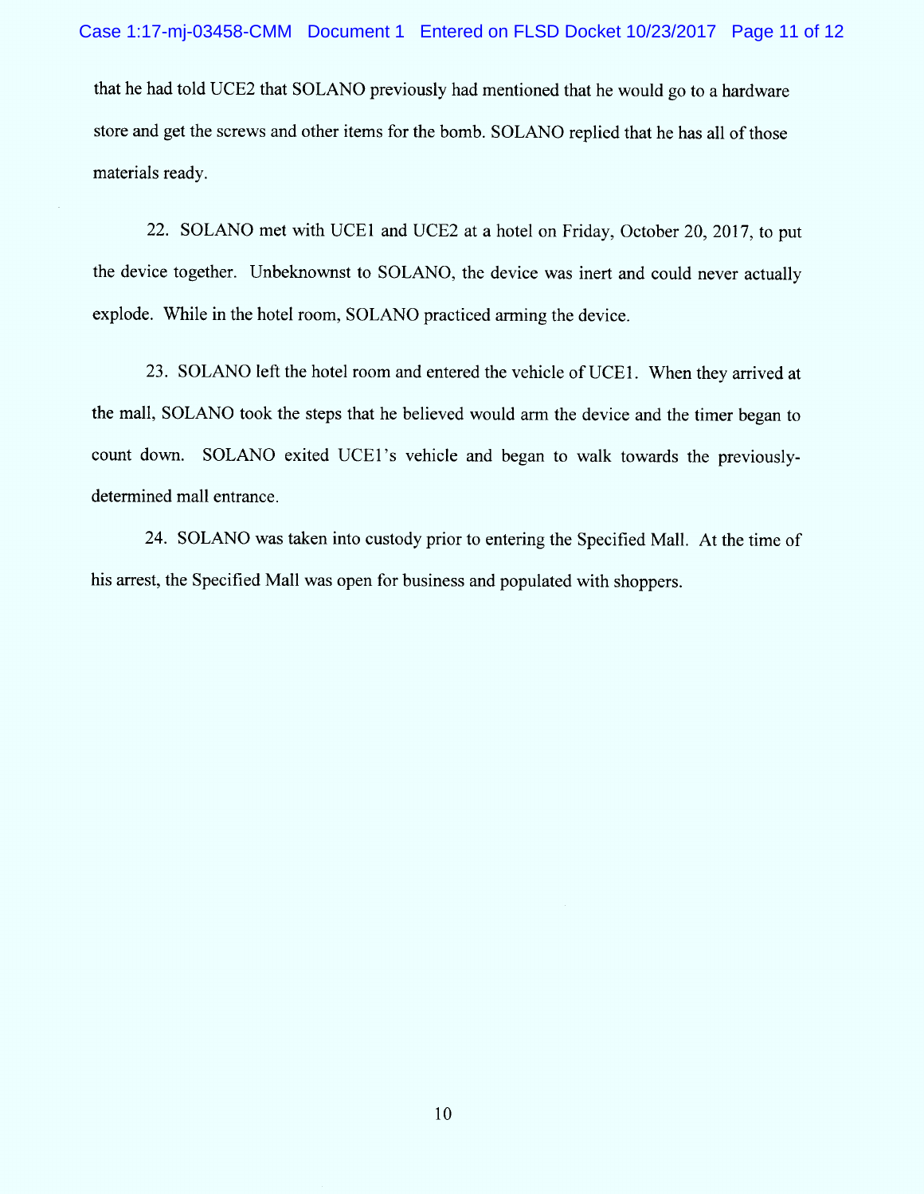that he had told UCE2 that SOLANO previously had mentioned that he would go to a hardware store and get the screws and other items for the bomb. SOLANO replied that he has all of those materials ready.

22. SOLANO met with UCE1 and UCE2 at a hotel on Friday, October 20, 2017, to put the device together. Unbeknownst to SOLANO, the device was inert and could never actually explode. While in the hotel room, SOLANO practiced arming the device.

23. SOLANO left the hotel room and entered the vehicle of UCE1. When they arrived at the mall, SOLANO took the steps that he believed would arm the device and the timer began to count down. SOLANO exited UCE1's vehicle and began to walk towards the previously-determined mall entrance.

24. SOLANO was taken into custody prior to entering the Specified Mall. At the time of his arrest, the Specified Mall was open for business and populated with shoppers.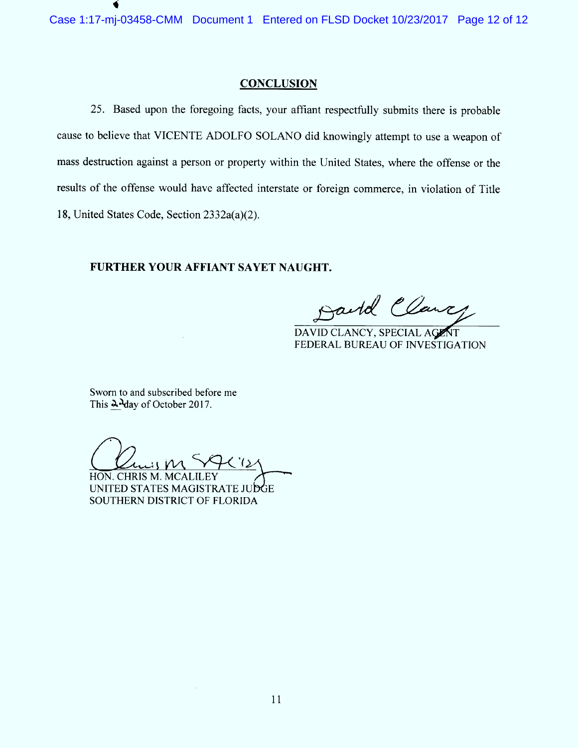## CONCLUSION

25. Based upon the foregoing facts, your affiant respectfully submits there is probable cause to believe that VICENTE ADOLFO SOLANO did knowingly attempt to use a weapon of mass destruction against a person or property within the United States, where the offense or the results of the offense would have affected interstate or foreign commerce, in violation of Title 18, United States Code, Section 2332a(a)(2).

**FURTHER YOUR AFFIANT SAYET NAUGHT.**

DAVID CLANCY, SPECIAL AGENT
FEDERAL BUREAU OF INVESTIGATION

Sworn to and subscribed before me
This 22 day of October 2017.

HON. CHRIS M. MCALILEY
UNITED STATES MAGISTRATE JUDGE
SOUTHERN DISTRICT OF FLORIDA